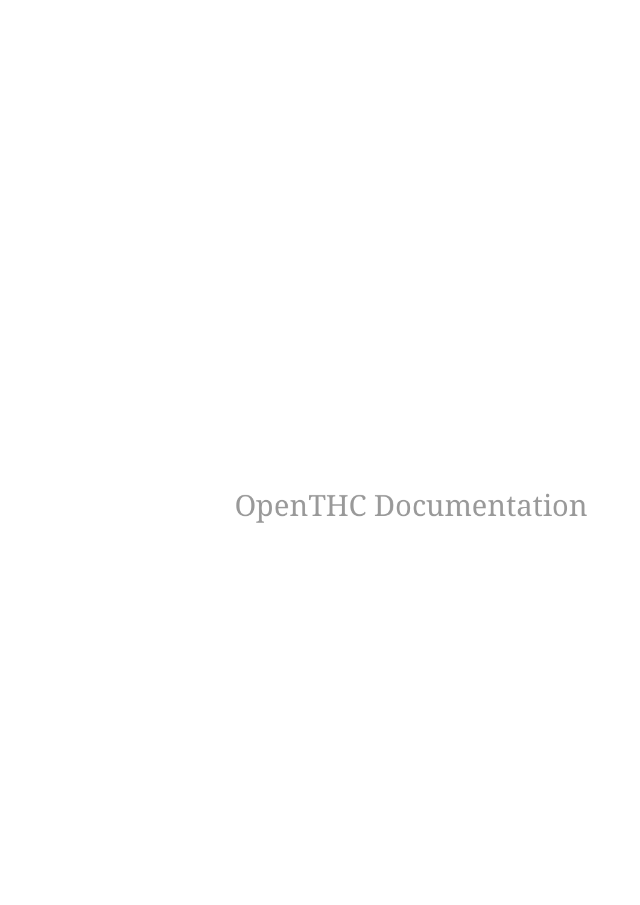# OpenTHC Documentation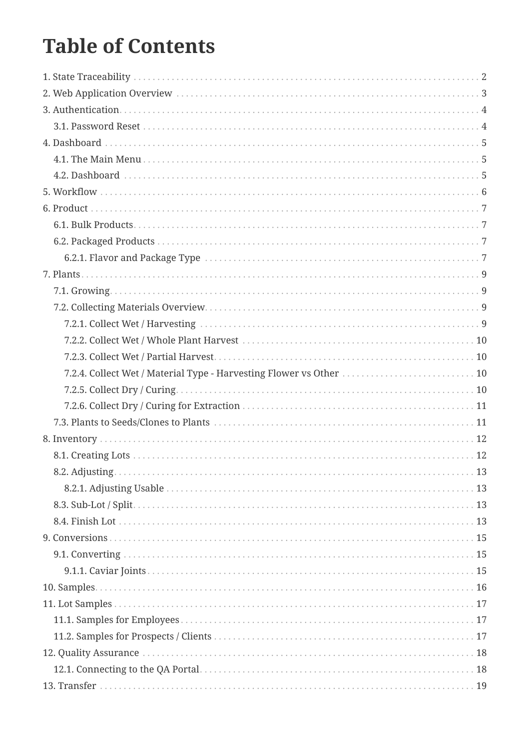# Table of Contents

- 1. State Traceability ... 2
- 2. Web Application Overview ... 3
- 3. Authentication ... 4
  - 3.1. Password Reset ... 4
- 4. Dashboard ... 5
  - 4.1. The Main Menu ... 5
  - 4.2. Dashboard ... 5
- 5. Workflow ... 6
- 6. Product ... 7
  - 6.1. Bulk Products ... 7
  - 6.2. Packaged Products ... 7
    - 6.2.1. Flavor and Package Type ... 7
- 7. Plants ... 9
  - 7.1. Growing ... 9
  - 7.2. Collecting Materials Overview ... 9
    - 7.2.1. Collect Wet / Harvesting ... 9
    - 7.2.2. Collect Wet / Whole Plant Harvest ... 10
    - 7.2.3. Collect Wet / Partial Harvest ... 10
    - 7.2.4. Collect Wet / Material Type - Harvesting Flower vs Other ... 10
    - 7.2.5. Collect Dry / Curing ... 10
    - 7.2.6. Collect Dry / Curing for Extraction ... 11
  - 7.3. Plants to Seeds/Clones to Plants ... 11
- 8. Inventory ... 12
  - 8.1. Creating Lots ... 12
  - 8.2. Adjusting ... 13
    - 8.2.1. Adjusting Usable ... 13
  - 8.3. Sub-Lot / Split ... 13
  - 8.4. Finish Lot ... 13
- 9. Conversions ... 15
  - 9.1. Converting ... 15
    - 9.1.1. Caviar Joints ... 15
- 10. Samples ... 16
- 11. Lot Samples ... 17
  - 11.1. Samples for Employees ... 17
  - 11.2. Samples for Prospects / Clients ... 17
- 12. Quality Assurance ... 18
  - 12.1. Connecting to the QA Portal ... 18
- 13. Transfer ... 19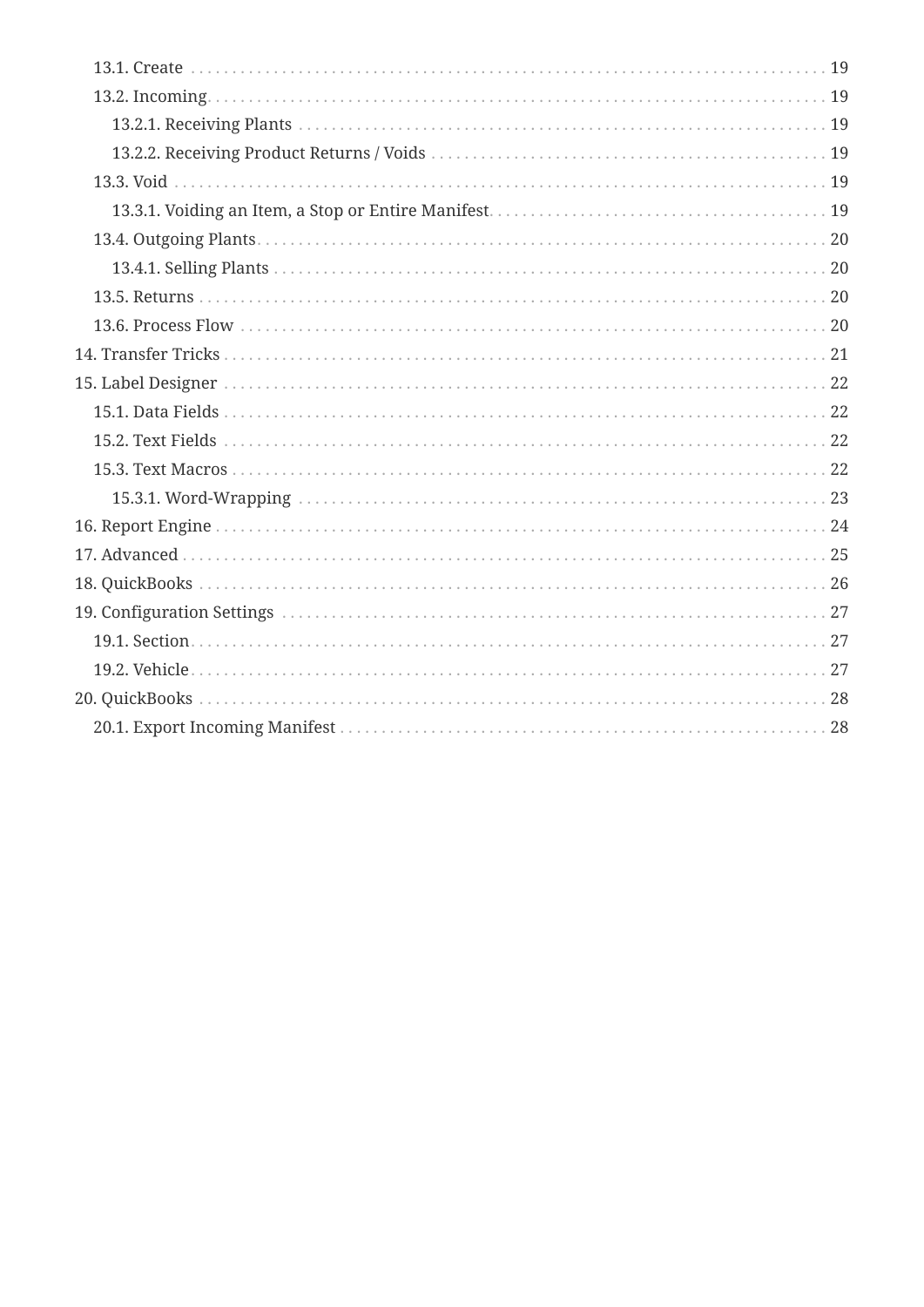- 13.1. Create ... 19
- 13.2. Incoming ... 19
  - 13.2.1. Receiving Plants ... 19
  - 13.2.2. Receiving Product Returns / Voids ... 19
- 13.3. Void ... 19
  - 13.3.1. Voiding an Item, a Stop or Entire Manifest ... 19
- 13.4. Outgoing Plants ... 20
  - 13.4.1. Selling Plants ... 20
- 13.5. Returns ... 20
- 13.6. Process Flow ... 20

14. Transfer Tricks ... 21

15. Label Designer ... 22
- 15.1. Data Fields ... 22
- 15.2. Text Fields ... 22
- 15.3. Text Macros ... 22
  - 15.3.1. Word-Wrapping ... 23

16. Report Engine ... 24

17. Advanced ... 25

18. QuickBooks ... 26

19. Configuration Settings ... 27
- 19.1. Section ... 27
- 19.2. Vehicle ... 27

20. QuickBooks ... 28
- 20.1. Export Incoming Manifest ... 28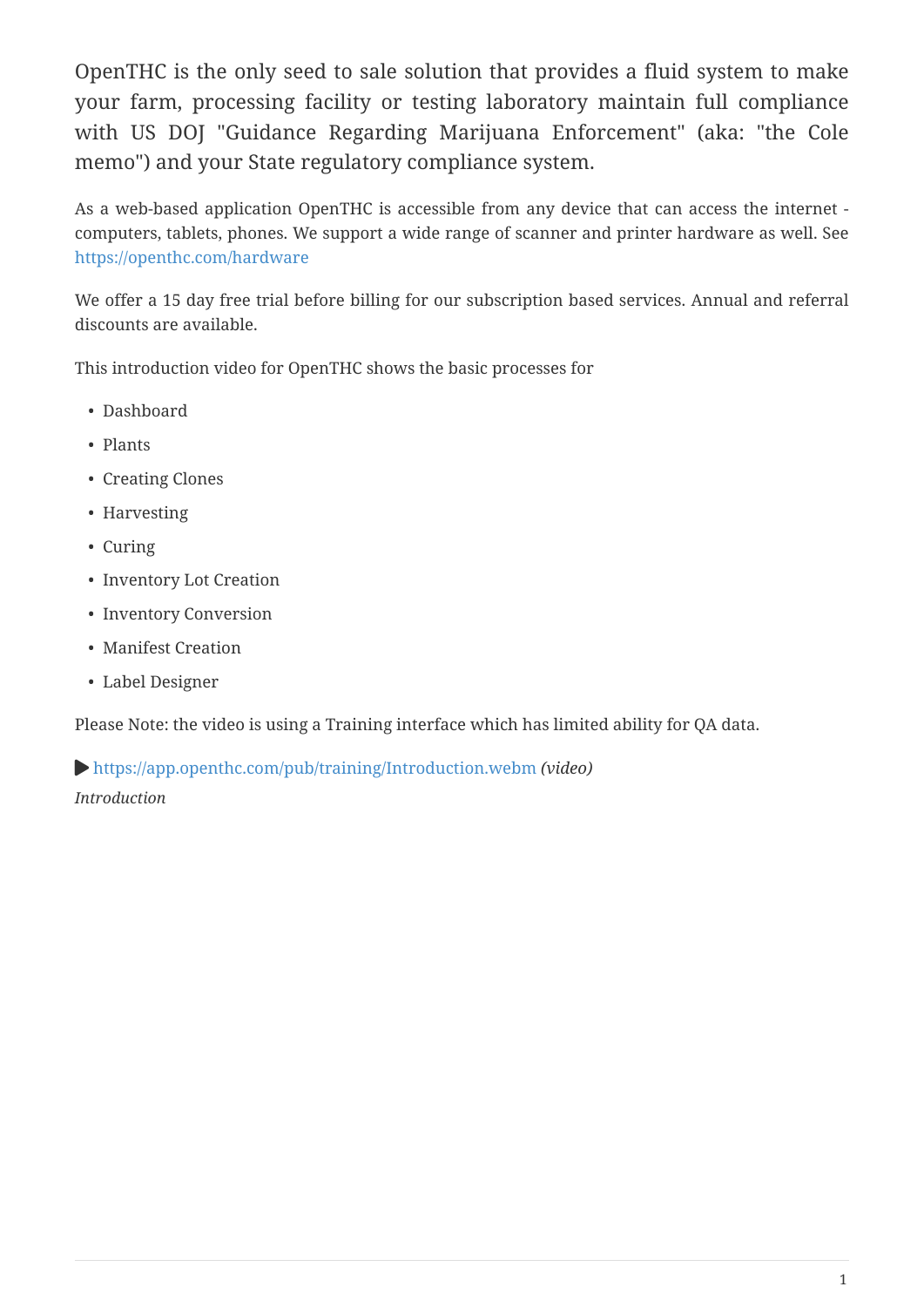OpenTHC is the only seed to sale solution that provides a fluid system to make your farm, processing facility or testing laboratory maintain full compliance with US DOJ "Guidance Regarding Marijuana Enforcement" (aka: "the Cole memo") and your State regulatory compliance system.

As a web-based application OpenTHC is accessible from any device that can access the internet - computers, tablets, phones. We support a wide range of scanner and printer hardware as well. See https://openthc.com/hardware

We offer a 15 day free trial before billing for our subscription based services. Annual and referral discounts are available.

This introduction video for OpenTHC shows the basic processes for

- Dashboard
- Plants
- Creating Clones
- Harvesting
- Curing
- Inventory Lot Creation
- Inventory Conversion
- Manifest Creation
- Label Designer

Please Note: the video is using a Training interface which has limited ability for QA data.

▶ https://app.openthc.com/pub/training/Introduction.webm *(video)*

*Introduction*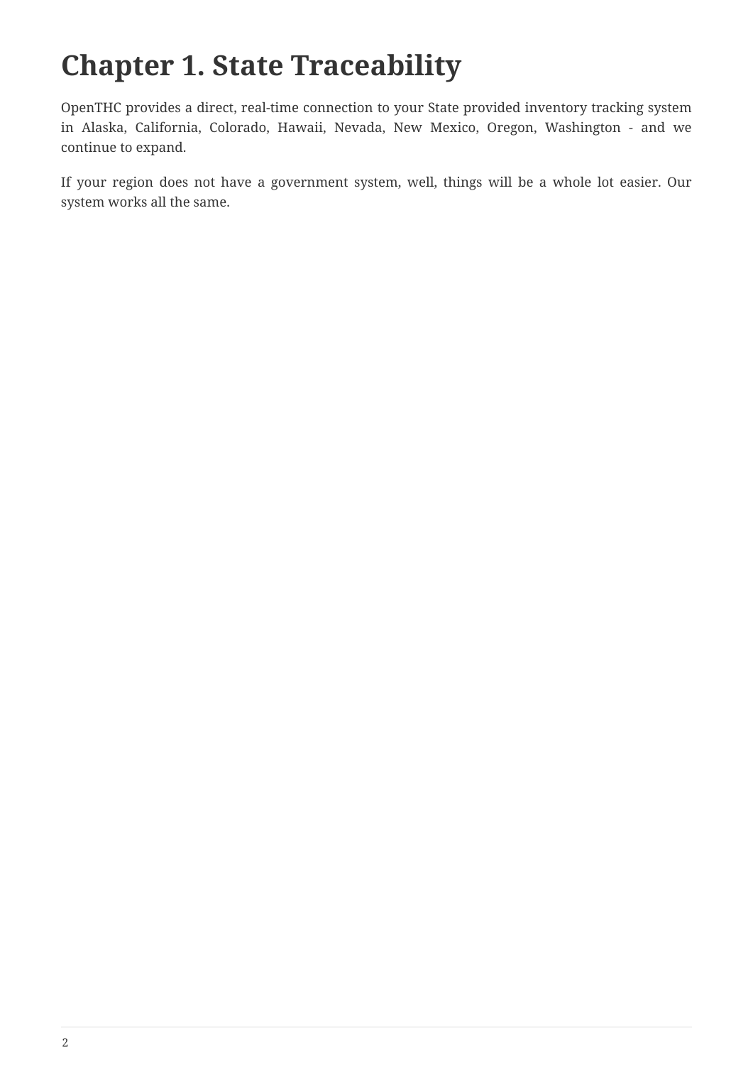# Chapter 1. State Traceability

OpenTHC provides a direct, real-time connection to your State provided inventory tracking system in Alaska, California, Colorado, Hawaii, Nevada, New Mexico, Oregon, Washington - and we continue to expand.

If your region does not have a government system, well, things will be a whole lot easier. Our system works all the same.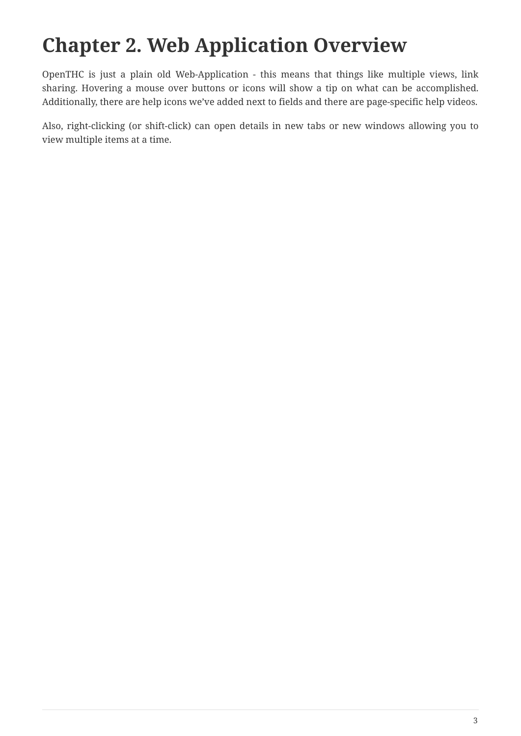# Chapter 2. Web Application Overview

OpenTHC is just a plain old Web-Application - this means that things like multiple views, link sharing. Hovering a mouse over buttons or icons will show a tip on what can be accomplished. Additionally, there are help icons we’ve added next to fields and there are page-specific help videos.

Also, right-clicking (or shift-click) can open details in new tabs or new windows allowing you to view multiple items at a time.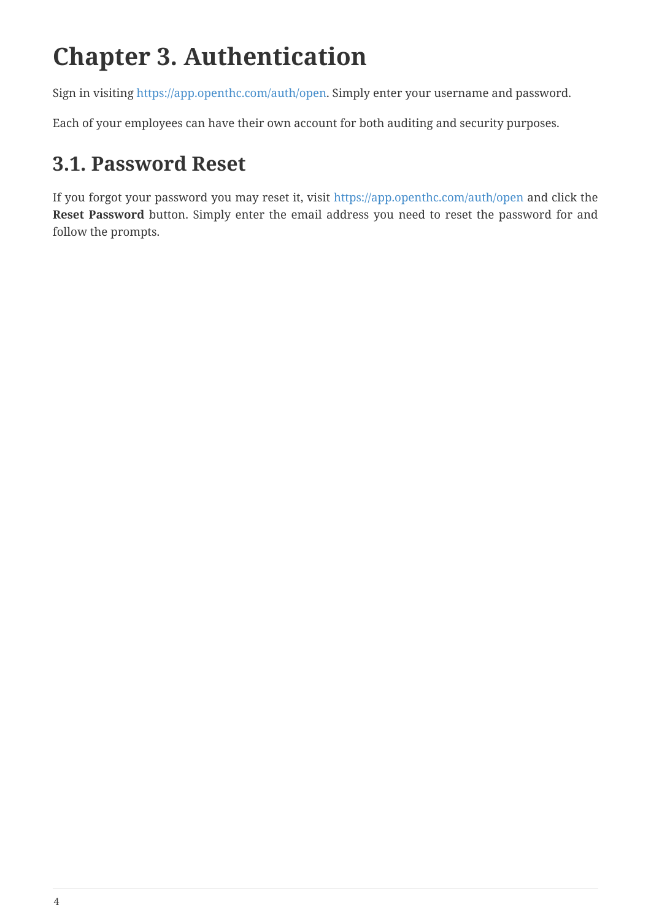# Chapter 3. Authentication

Sign in visiting https://app.openthc.com/auth/open. Simply enter your username and password.

Each of your employees can have their own account for both auditing and security purposes.

## 3.1. Password Reset

If you forgot your password you may reset it, visit https://app.openthc.com/auth/open and click the **Reset Password** button. Simply enter the email address you need to reset the password for and follow the prompts.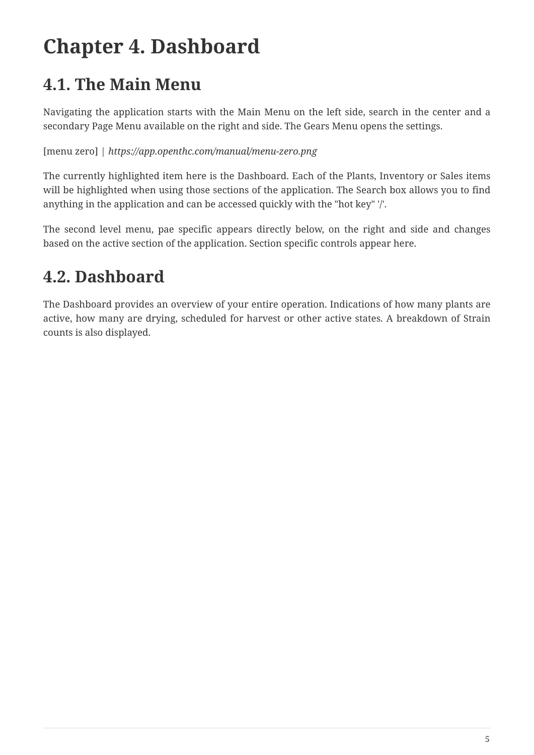# Chapter 4. Dashboard

## 4.1. The Main Menu

Navigating the application starts with the Main Menu on the left side, search in the center and a secondary Page Menu available on the right and side. The Gears Menu opens the settings.

[menu zero] | *https://app.openthc.com/manual/menu-zero.png*

The currently highlighted item here is the Dashboard. Each of the Plants, Inventory or Sales items will be highlighted when using those sections of the application. The Search box allows you to find anything in the application and can be accessed quickly with the "hot key" '/'.

The second level menu, pae specific appears directly below, on the right and side and changes based on the active section of the application. Section specific controls appear here.

## 4.2. Dashboard

The Dashboard provides an overview of your entire operation. Indications of how many plants are active, how many are drying, scheduled for harvest or other active states. A breakdown of Strain counts is also displayed.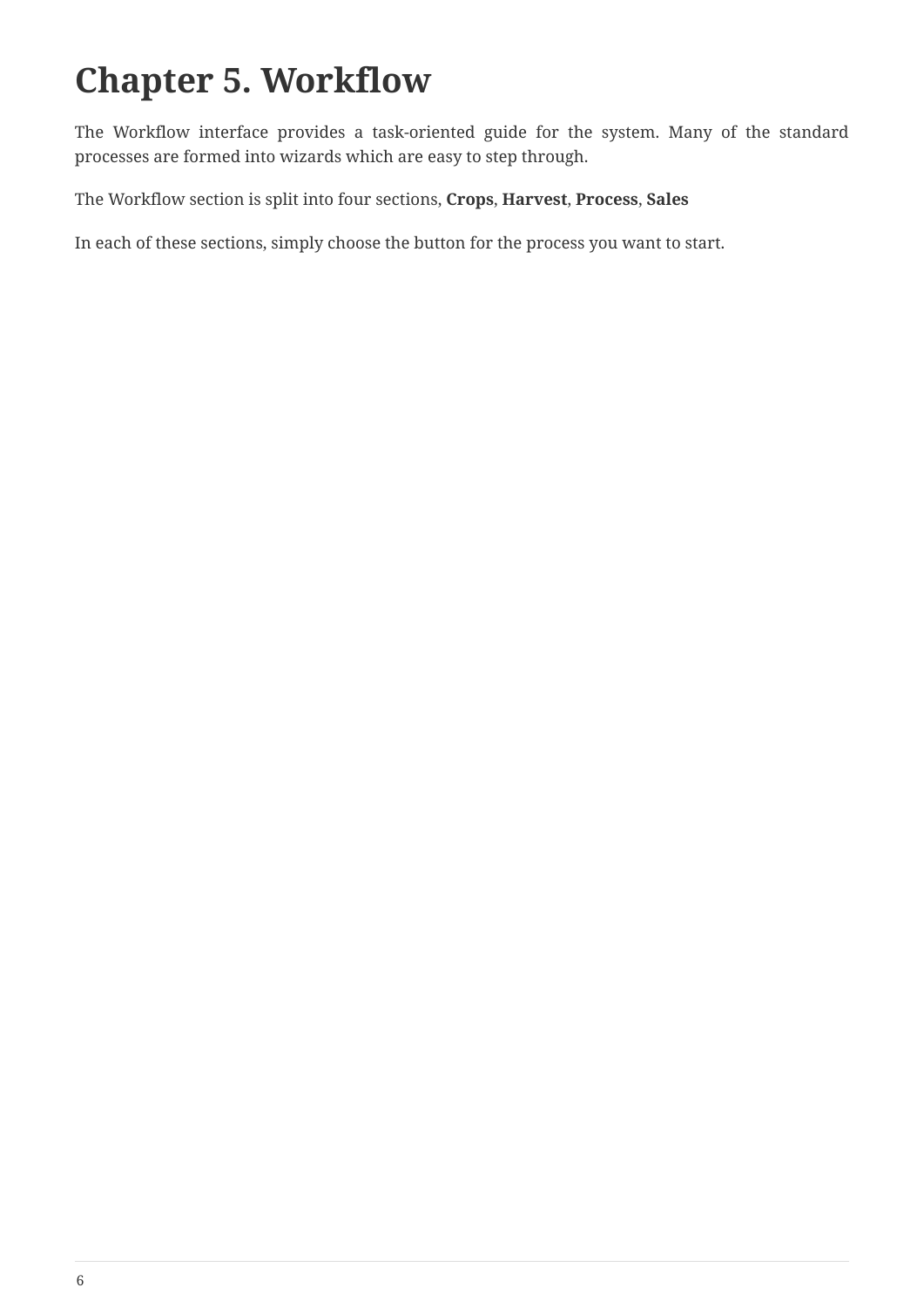# Chapter 5. Workflow

The Workflow interface provides a task-oriented guide for the system. Many of the standard processes are formed into wizards which are easy to step through.

The Workflow section is split into four sections, **Crops**, **Harvest**, **Process**, **Sales**

In each of these sections, simply choose the button for the process you want to start.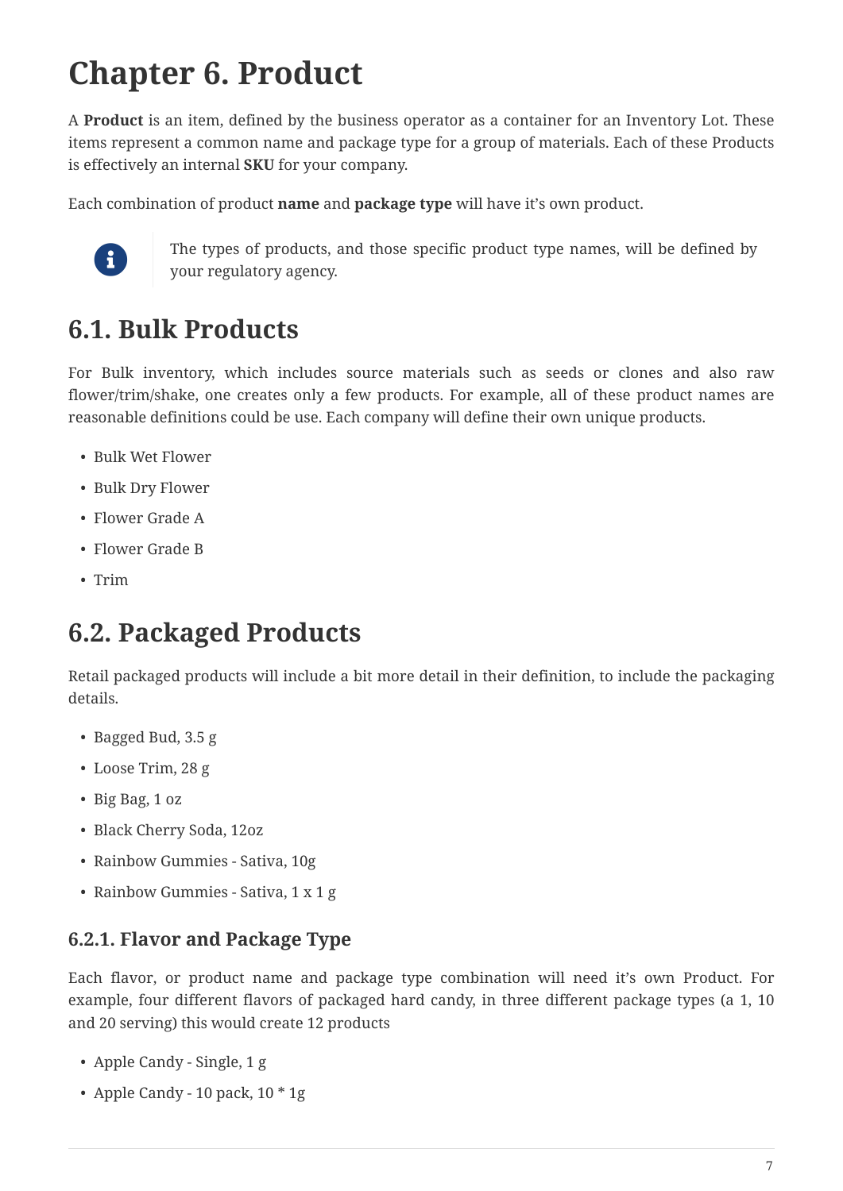# Chapter 6. Product

A **Product** is an item, defined by the business operator as a container for an Inventory Lot. These items represent a common name and package type for a group of materials. Each of these Products is effectively an internal **SKU** for your company.

Each combination of product **name** and **package type** will have it's own product.

> The types of products, and those specific product type names, will be defined by your regulatory agency.

## 6.1. Bulk Products

For Bulk inventory, which includes source materials such as seeds or clones and also raw flower/trim/shake, one creates only a few products. For example, all of these product names are reasonable definitions could be use. Each company will define their own unique products.

- Bulk Wet Flower
- Bulk Dry Flower
- Flower Grade A
- Flower Grade B
- Trim

## 6.2. Packaged Products

Retail packaged products will include a bit more detail in their definition, to include the packaging details.

- Bagged Bud, 3.5 g
- Loose Trim, 28 g
- Big Bag, 1 oz
- Black Cherry Soda, 12oz
- Rainbow Gummies - Sativa, 10g
- Rainbow Gummies - Sativa, 1 x 1 g

### 6.2.1. Flavor and Package Type

Each flavor, or product name and package type combination will need it's own Product. For example, four different flavors of packaged hard candy, in three different package types (a 1, 10 and 20 serving) this would create 12 products

- Apple Candy - Single, 1 g
- Apple Candy - 10 pack, 10 * 1g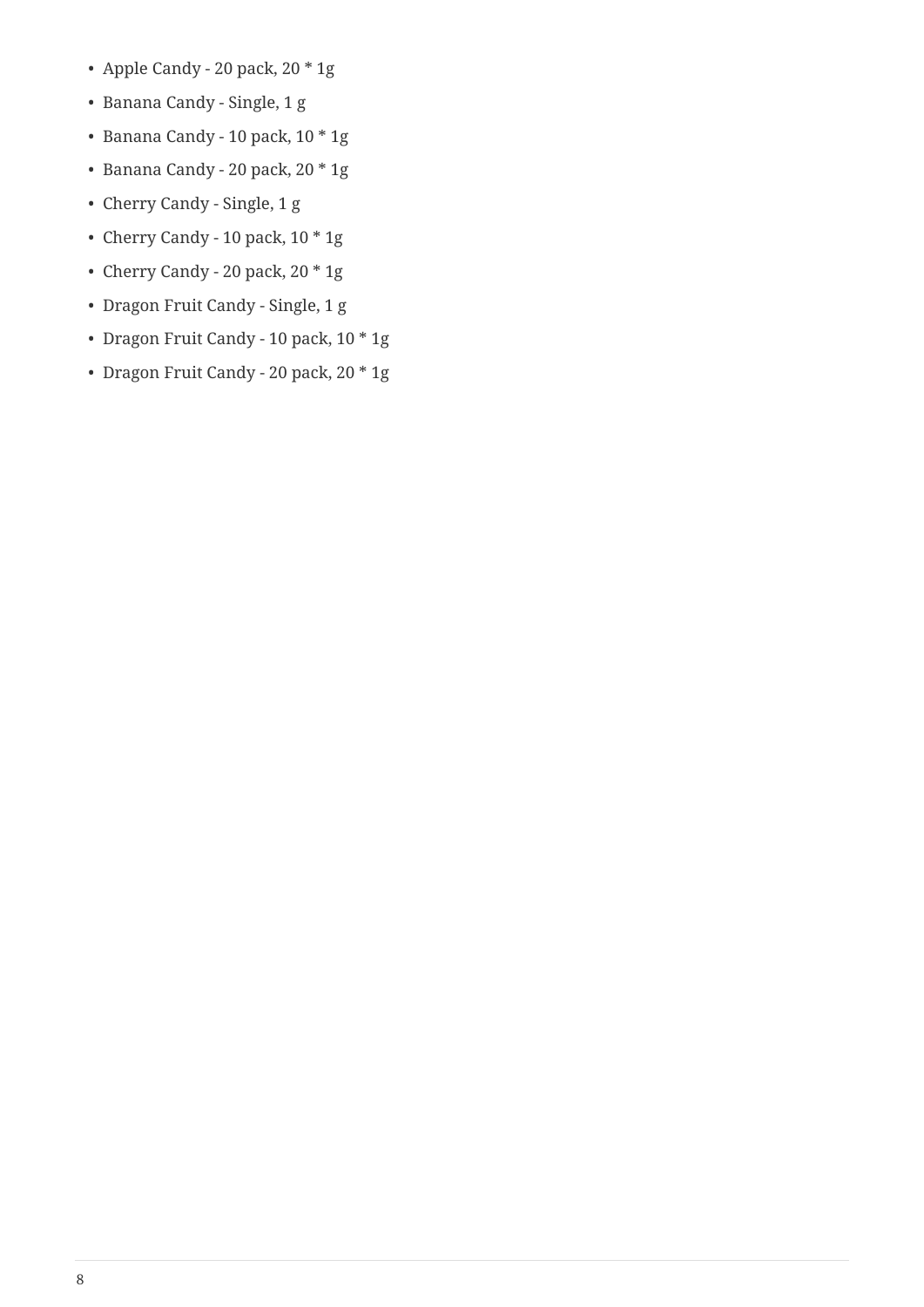- Apple Candy - 20 pack, 20 * 1g
- Banana Candy - Single, 1 g
- Banana Candy - 10 pack, 10 * 1g
- Banana Candy - 20 pack, 20 * 1g
- Cherry Candy - Single, 1 g
- Cherry Candy - 10 pack, 10 * 1g
- Cherry Candy - 20 pack, 20 * 1g
- Dragon Fruit Candy - Single, 1 g
- Dragon Fruit Candy - 10 pack, 10 * 1g
- Dragon Fruit Candy - 20 pack, 20 * 1g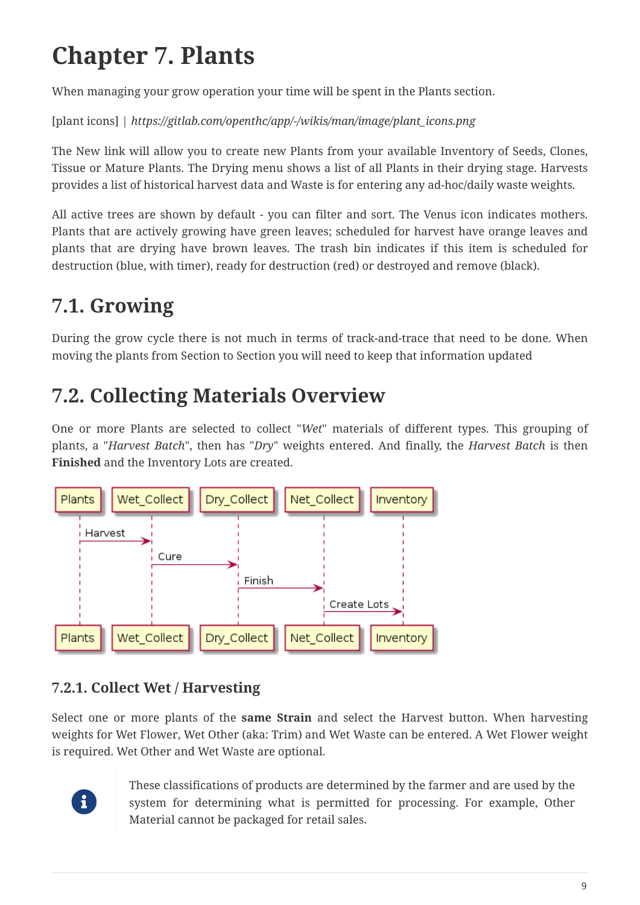# Chapter 7. Plants

When managing your grow operation your time will be spent in the Plants section.

[plant icons] | *https://gitlab.com/openthc/app/-/wikis/man/image/plant_icons.png*

The New link will allow you to create new Plants from your available Inventory of Seeds, Clones, Tissue or Mature Plants. The Drying menu shows a list of all Plants in their drying stage. Harvests provides a list of historical harvest data and Waste is for entering any ad-hoc/daily waste weights.

All active trees are shown by default - you can filter and sort. The Venus icon indicates mothers. Plants that are actively growing have green leaves; scheduled for harvest have orange leaves and plants that are drying have brown leaves. The trash bin indicates if this item is scheduled for destruction (blue, with timer), ready for destruction (red) or destroyed and remove (black).

## 7.1. Growing

During the grow cycle there is not much in terms of track-and-trace that need to be done. When moving the plants from Section to Section you will need to keep that information updated

## 7.2. Collecting Materials Overview

One or more Plants are selected to collect "*Wet*" materials of different types. This grouping of plants, a "*Harvest Batch*", then has "*Dry*" weights entered. And finally, the *Harvest Batch* is then **Finished** and the Inventory Lots are created.

### 7.2.1. Collect Wet / Harvesting

Select one or more plants of the **same Strain** and select the Harvest button. When harvesting weights for Wet Flower, Wet Other (aka: Trim) and Wet Waste can be entered. A Wet Flower weight is required. Wet Other and Wet Waste are optional.

> These classifications of products are determined by the farmer and are used by the system for determining what is permitted for processing. For example, Other Material cannot be packaged for retail sales.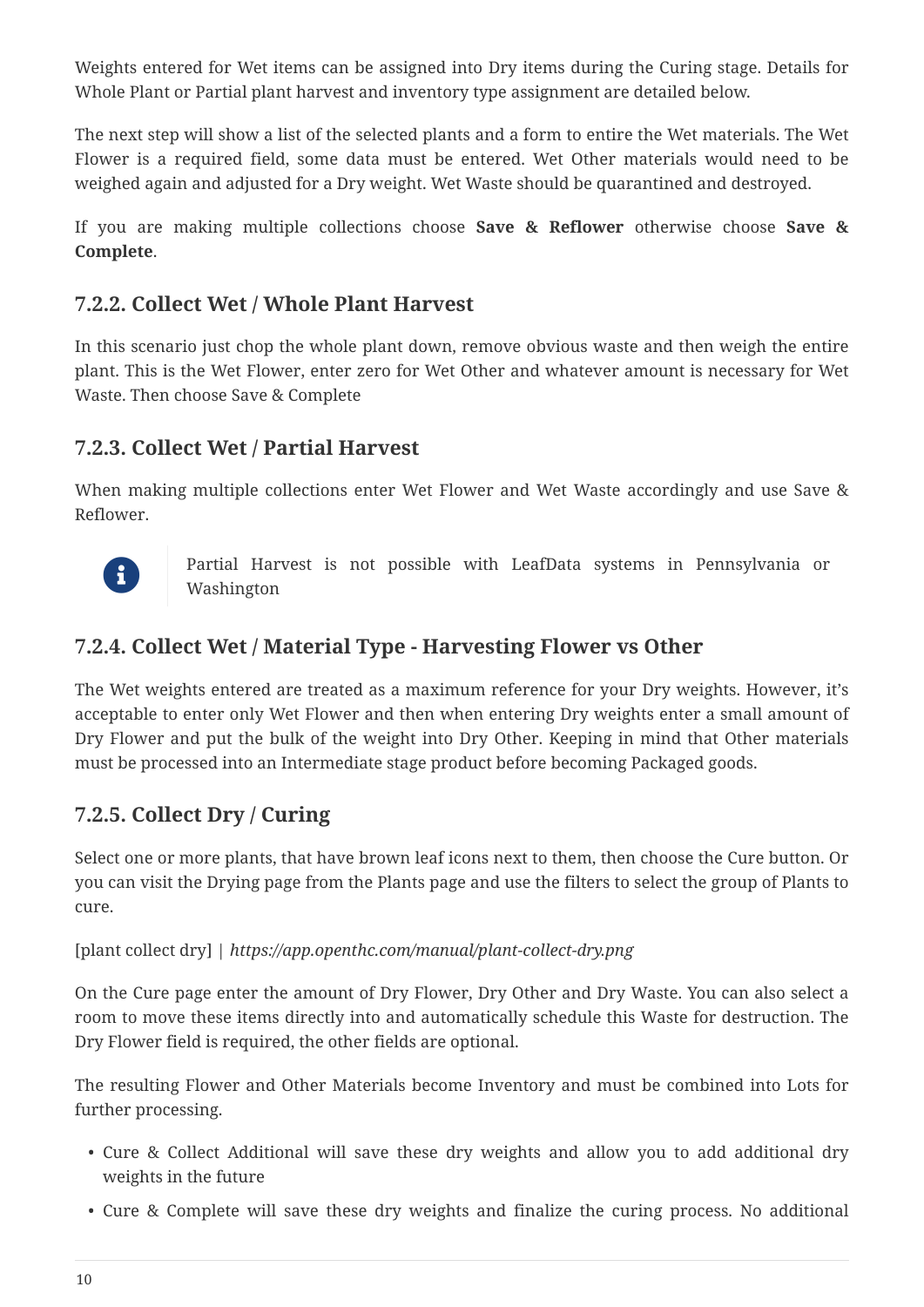Weights entered for Wet items can be assigned into Dry items during the Curing stage. Details for Whole Plant or Partial plant harvest and inventory type assignment are detailed below.

The next step will show a list of the selected plants and a form to entire the Wet materials. The Wet Flower is a required field, some data must be entered. Wet Other materials would need to be weighed again and adjusted for a Dry weight. Wet Waste should be quarantined and destroyed.

If you are making multiple collections choose **Save & Reflower** otherwise choose **Save & Complete**.

### 7.2.2. Collect Wet / Whole Plant Harvest

In this scenario just chop the whole plant down, remove obvious waste and then weigh the entire plant. This is the Wet Flower, enter zero for Wet Other and whatever amount is necessary for Wet Waste. Then choose Save & Complete

### 7.2.3. Collect Wet / Partial Harvest

When making multiple collections enter Wet Flower and Wet Waste accordingly and use Save & Reflower.

> Partial Harvest is not possible with LeafData systems in Pennsylvania or Washington

### 7.2.4. Collect Wet / Material Type - Harvesting Flower vs Other

The Wet weights entered are treated as a maximum reference for your Dry weights. However, it's acceptable to enter only Wet Flower and then when entering Dry weights enter a small amount of Dry Flower and put the bulk of the weight into Dry Other. Keeping in mind that Other materials must be processed into an Intermediate stage product before becoming Packaged goods.

### 7.2.5. Collect Dry / Curing

Select one or more plants, that have brown leaf icons next to them, then choose the Cure button. Or you can visit the Drying page from the Plants page and use the filters to select the group of Plants to cure.

[plant collect dry] | *https://app.openthc.com/manual/plant-collect-dry.png*

On the Cure page enter the amount of Dry Flower, Dry Other and Dry Waste. You can also select a room to move these items directly into and automatically schedule this Waste for destruction. The Dry Flower field is required, the other fields are optional.

The resulting Flower and Other Materials become Inventory and must be combined into Lots for further processing.

- Cure & Collect Additional will save these dry weights and allow you to add additional dry weights in the future
- Cure & Complete will save these dry weights and finalize the curing process. No additional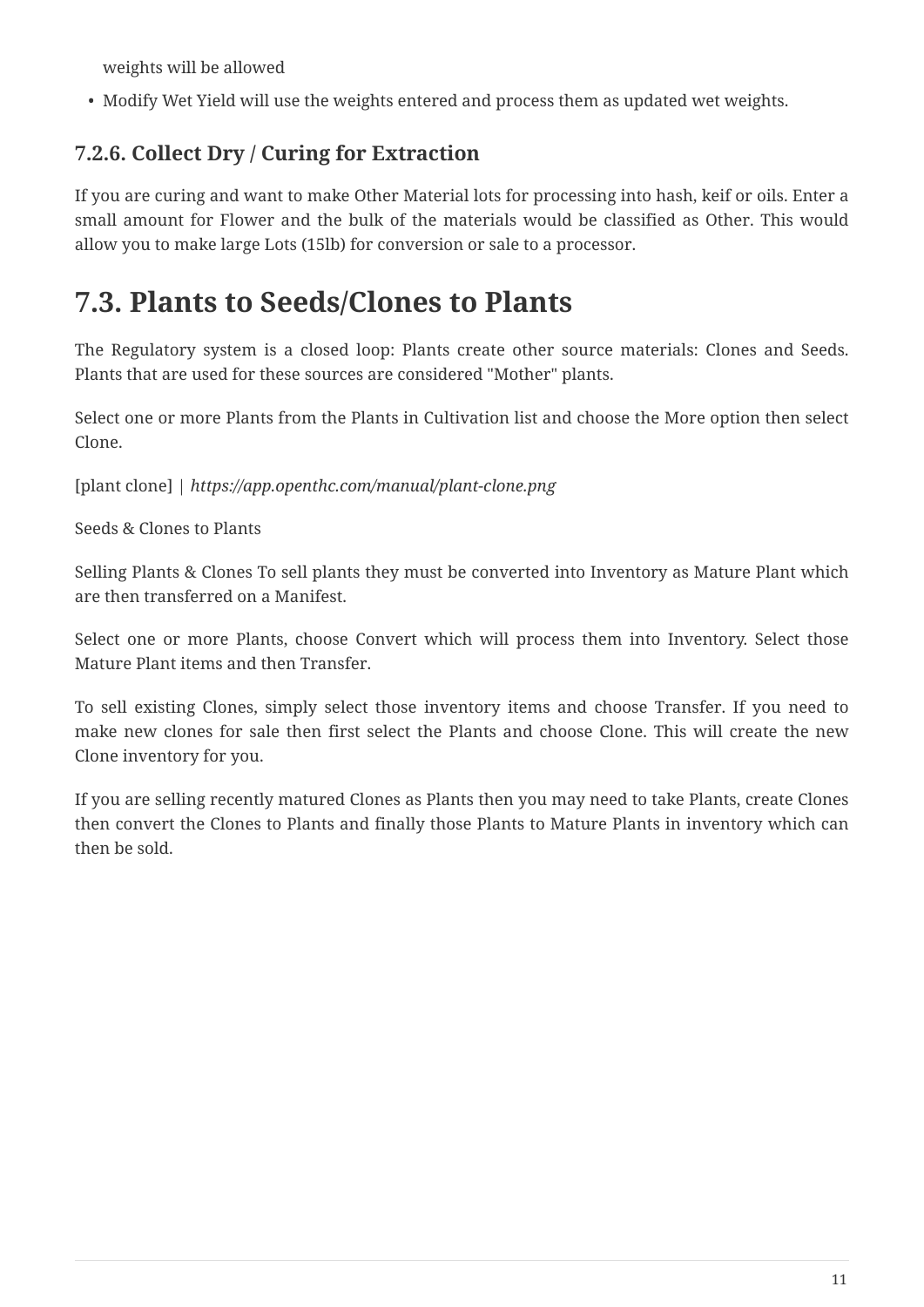weights will be allowed

- Modify Wet Yield will use the weights entered and process them as updated wet weights.

### 7.2.6. Collect Dry / Curing for Extraction

If you are curing and want to make Other Material lots for processing into hash, keif or oils. Enter a small amount for Flower and the bulk of the materials would be classified as Other. This would allow you to make large Lots (15lb) for conversion or sale to a processor.

## 7.3. Plants to Seeds/Clones to Plants

The Regulatory system is a closed loop: Plants create other source materials: Clones and Seeds. Plants that are used for these sources are considered "Mother" plants.

Select one or more Plants from the Plants in Cultivation list and choose the More option then select Clone.

[plant clone] | *https://app.openthc.com/manual/plant-clone.png*

Seeds & Clones to Plants

Selling Plants & Clones To sell plants they must be converted into Inventory as Mature Plant which are then transferred on a Manifest.

Select one or more Plants, choose Convert which will process them into Inventory. Select those Mature Plant items and then Transfer.

To sell existing Clones, simply select those inventory items and choose Transfer. If you need to make new clones for sale then first select the Plants and choose Clone. This will create the new Clone inventory for you.

If you are selling recently matured Clones as Plants then you may need to take Plants, create Clones then convert the Clones to Plants and finally those Plants to Mature Plants in inventory which can then be sold.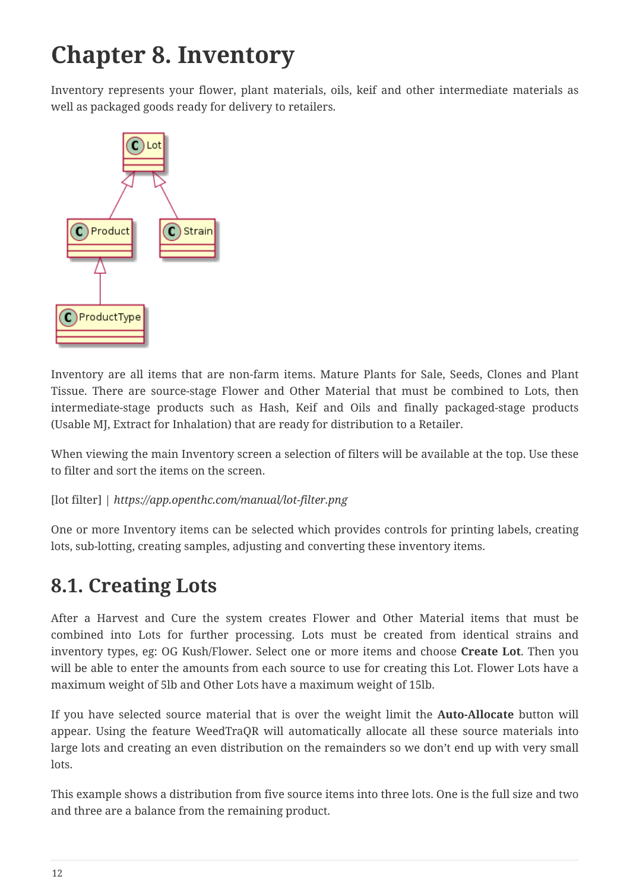# Chapter 8. Inventory

Inventory represents your flower, plant materials, oils, keif and other intermediate materials as well as packaged goods ready for delivery to retailers.

Inventory are all items that are non-farm items. Mature Plants for Sale, Seeds, Clones and Plant Tissue. There are source-stage Flower and Other Material that must be combined to Lots, then intermediate-stage products such as Hash, Keif and Oils and finally packaged-stage products (Usable MJ, Extract for Inhalation) that are ready for distribution to a Retailer.

When viewing the main Inventory screen a selection of filters will be available at the top. Use these to filter and sort the items on the screen.

[lot filter] | *https://app.openthc.com/manual/lot-filter.png*

One or more Inventory items can be selected which provides controls for printing labels, creating lots, sub-lotting, creating samples, adjusting and converting these inventory items.

## 8.1. Creating Lots

After a Harvest and Cure the system creates Flower and Other Material items that must be combined into Lots for further processing. Lots must be created from identical strains and inventory types, eg: OG Kush/Flower. Select one or more items and choose **Create Lot**. Then you will be able to enter the amounts from each source to use for creating this Lot. Flower Lots have a maximum weight of 5lb and Other Lots have a maximum weight of 15lb.

If you have selected source material that is over the weight limit the **Auto-Allocate** button will appear. Using the feature WeedTraQR will automatically allocate all these source materials into large lots and creating an even distribution on the remainders so we don't end up with very small lots.

This example shows a distribution from five source items into three lots. One is the full size and two and three are a balance from the remaining product.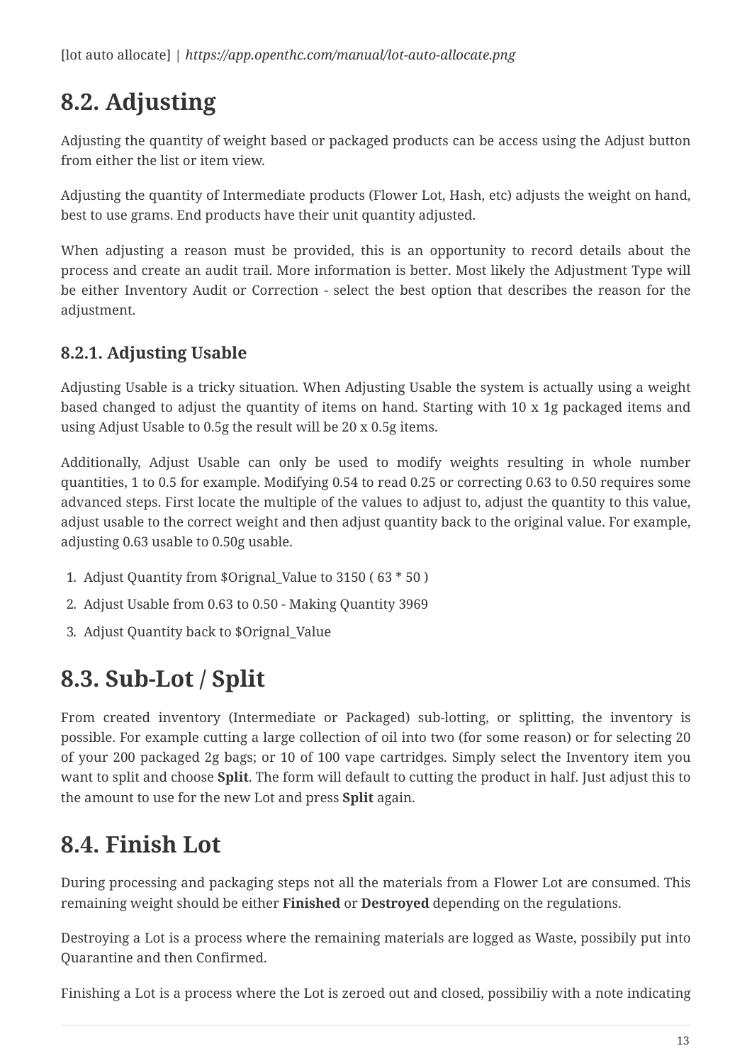[lot auto allocate] | *https://app.openthc.com/manual/lot-auto-allocate.png*

## 8.2. Adjusting

Adjusting the quantity of weight based or packaged products can be access using the Adjust button from either the list or item view.

Adjusting the quantity of Intermediate products (Flower Lot, Hash, etc) adjusts the weight on hand, best to use grams. End products have their unit quantity adjusted.

When adjusting a reason must be provided, this is an opportunity to record details about the process and create an audit trail. More information is better. Most likely the Adjustment Type will be either Inventory Audit or Correction - select the best option that describes the reason for the adjustment.

### 8.2.1. Adjusting Usable

Adjusting Usable is a tricky situation. When Adjusting Usable the system is actually using a weight based changed to adjust the quantity of items on hand. Starting with 10 x 1g packaged items and using Adjust Usable to 0.5g the result will be 20 x 0.5g items.

Additionally, Adjust Usable can only be used to modify weights resulting in whole number quantities, 1 to 0.5 for example. Modifying 0.54 to read 0.25 or correcting 0.63 to 0.50 requires some advanced steps. First locate the multiple of the values to adjust to, adjust the quantity to this value, adjust usable to the correct weight and then adjust quantity back to the original value. For example, adjusting 0.63 usable to 0.50g usable.

1. Adjust Quantity from $Orignal_Value to 3150 ( 63 * 50 )
2. Adjust Usable from 0.63 to 0.50 - Making Quantity 3969
3. Adjust Quantity back to $Orignal_Value

## 8.3. Sub-Lot / Split

From created inventory (Intermediate or Packaged) sub-lotting, or splitting, the inventory is possible. For example cutting a large collection of oil into two (for some reason) or for selecting 20 of your 200 packaged 2g bags; or 10 of 100 vape cartridges. Simply select the Inventory item you want to split and choose **Split**. The form will default to cutting the product in half. Just adjust this to the amount to use for the new Lot and press **Split** again.

## 8.4. Finish Lot

During processing and packaging steps not all the materials from a Flower Lot are consumed. This remaining weight should be either **Finished** or **Destroyed** depending on the regulations.

Destroying a Lot is a process where the remaining materials are logged as Waste, possibily put into Quarantine and then Confirmed.

Finishing a Lot is a process where the Lot is zeroed out and closed, possibiliy with a note indicating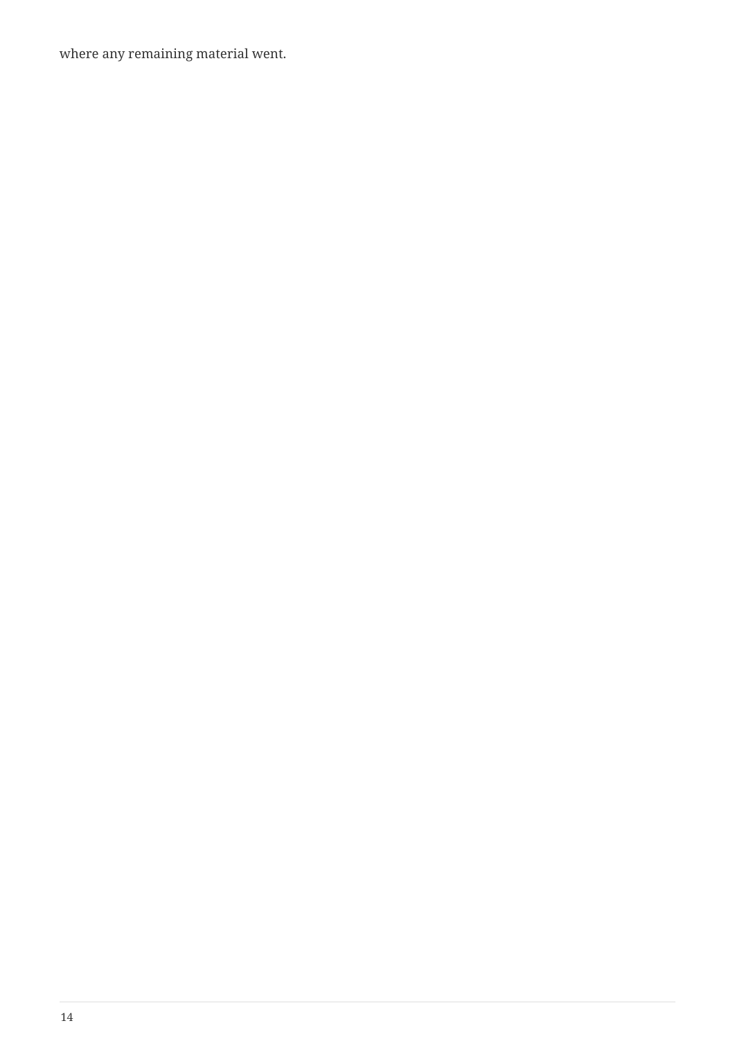where any remaining material went.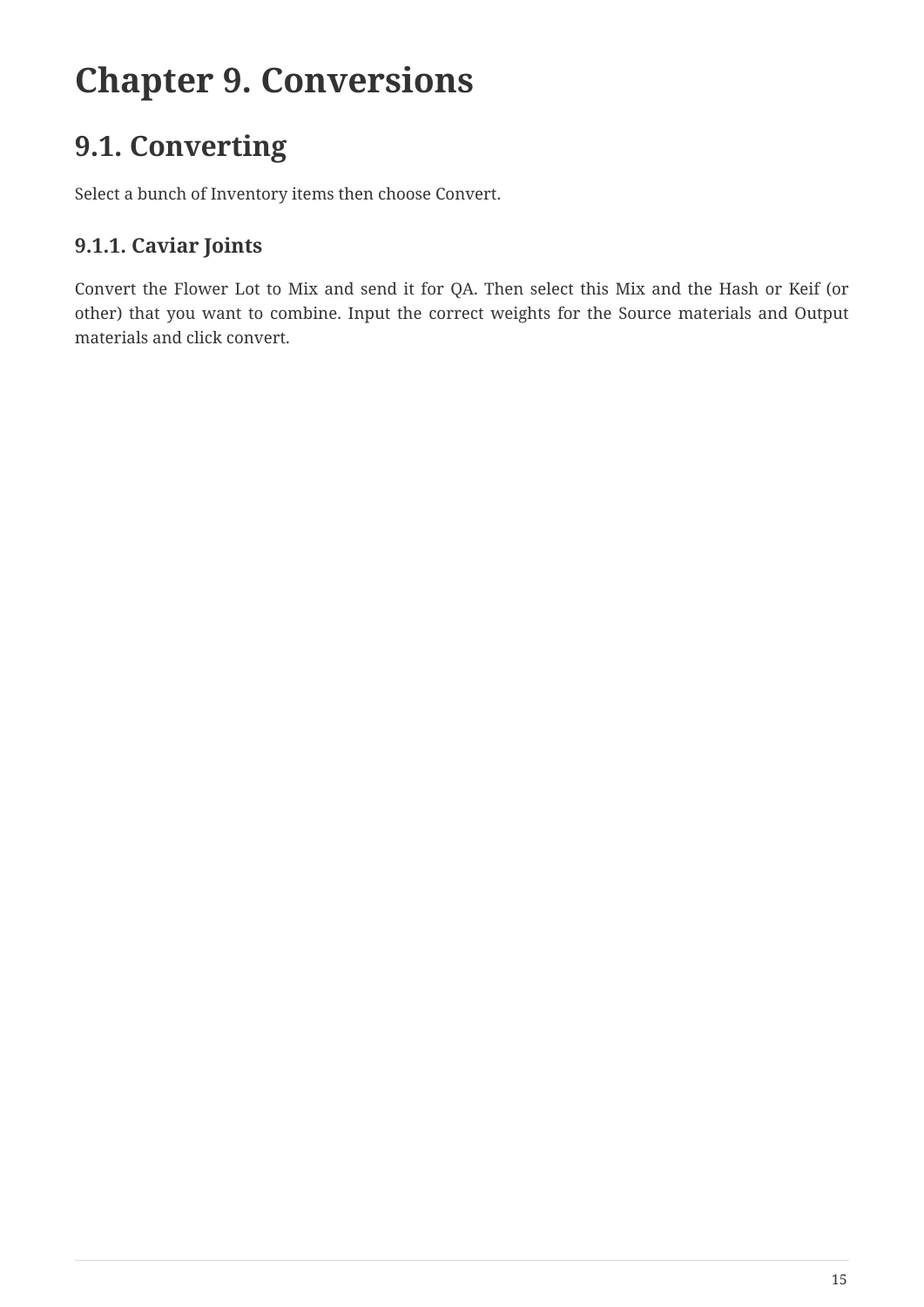# Chapter 9. Conversions

## 9.1. Converting

Select a bunch of Inventory items then choose Convert.

### 9.1.1. Caviar Joints

Convert the Flower Lot to Mix and send it for QA. Then select this Mix and the Hash or Keif (or other) that you want to combine. Input the correct weights for the Source materials and Output materials and click convert.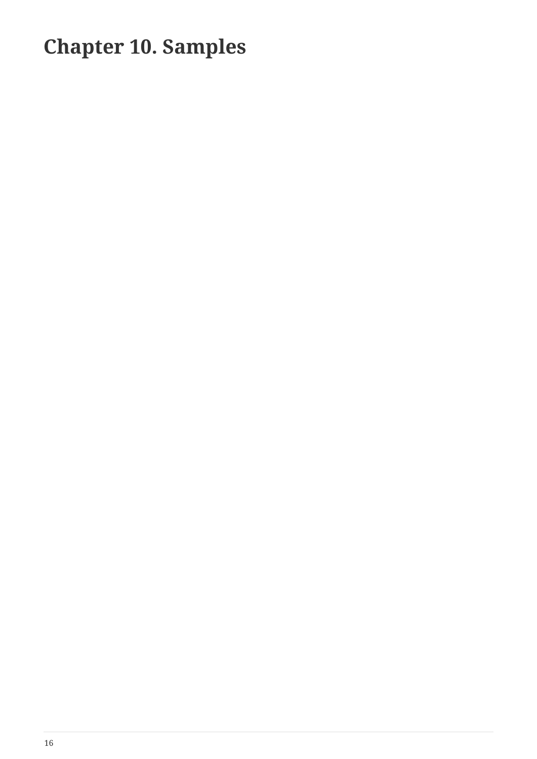# Chapter 10. Samples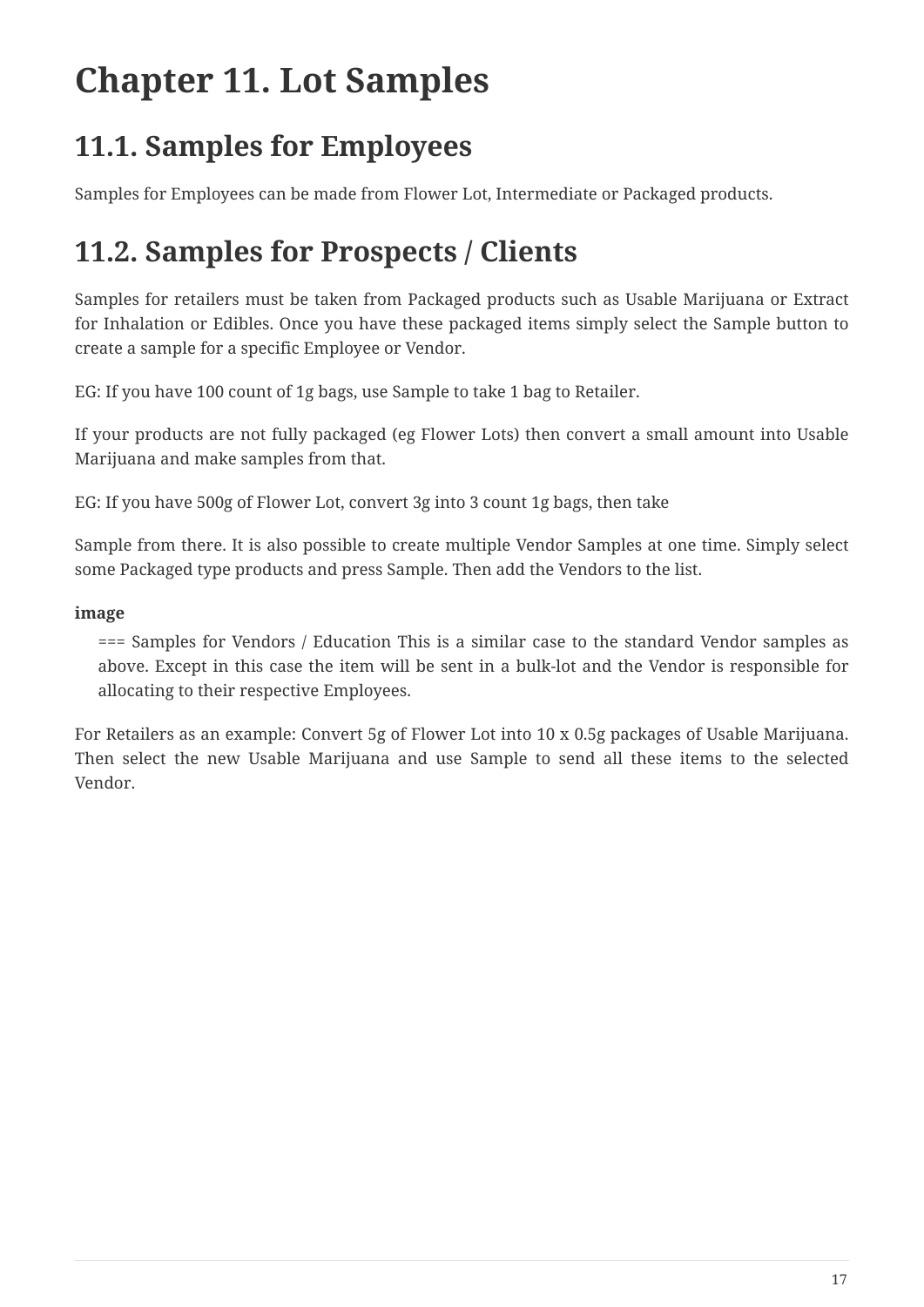# Chapter 11. Lot Samples

## 11.1. Samples for Employees

Samples for Employees can be made from Flower Lot, Intermediate or Packaged products.

## 11.2. Samples for Prospects / Clients

Samples for retailers must be taken from Packaged products such as Usable Marijuana or Extract for Inhalation or Edibles. Once you have these packaged items simply select the Sample button to create a sample for a specific Employee or Vendor.

EG: If you have 100 count of 1g bags, use Sample to take 1 bag to Retailer.

If your products are not fully packaged (eg Flower Lots) then convert a small amount into Usable Marijuana and make samples from that.

EG: If you have 500g of Flower Lot, convert 3g into 3 count 1g bags, then take

Sample from there. It is also possible to create multiple Vendor Samples at one time. Simply select some Packaged type products and press Sample. Then add the Vendors to the list.

**image**

> === Samples for Vendors / Education This is a similar case to the standard Vendor samples as above. Except in this case the item will be sent in a bulk-lot and the Vendor is responsible for allocating to their respective Employees.

For Retailers as an example: Convert 5g of Flower Lot into 10 x 0.5g packages of Usable Marijuana. Then select the new Usable Marijuana and use Sample to send all these items to the selected Vendor.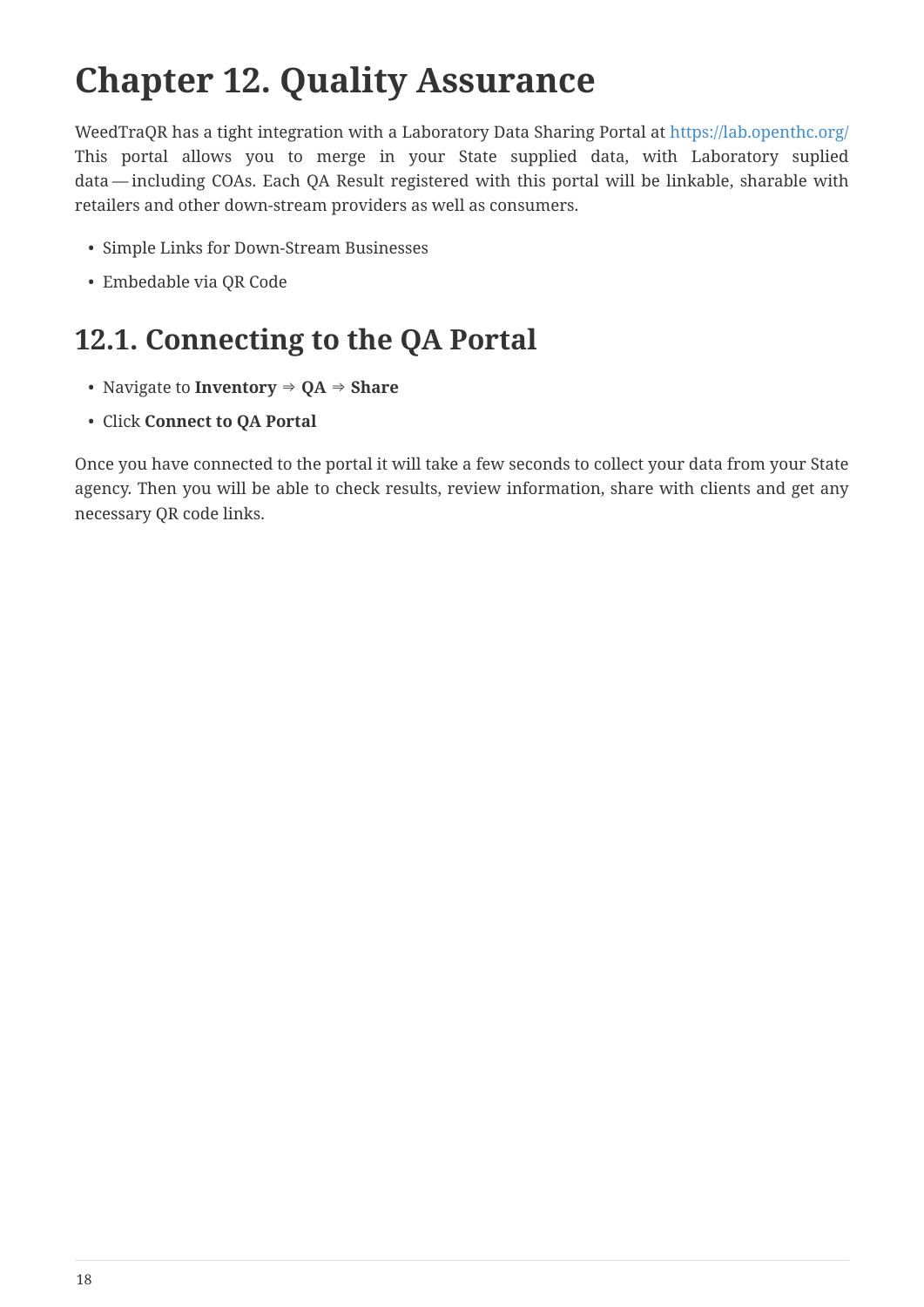# Chapter 12. Quality Assurance

WeedTraQR has a tight integration with a Laboratory Data Sharing Portal at https://lab.openthc.org/ This portal allows you to merge in your State supplied data, with Laboratory suplied data — including COAs. Each QA Result registered with this portal will be linkable, sharable with retailers and other down-stream providers as well as consumers.

- Simple Links for Down-Stream Businesses
- Embedable via QR Code

## 12.1. Connecting to the QA Portal

- Navigate to **Inventory** ⇒ **QA** ⇒ **Share**
- Click **Connect to QA Portal**

Once you have connected to the portal it will take a few seconds to collect your data from your State agency. Then you will be able to check results, review information, share with clients and get any necessary QR code links.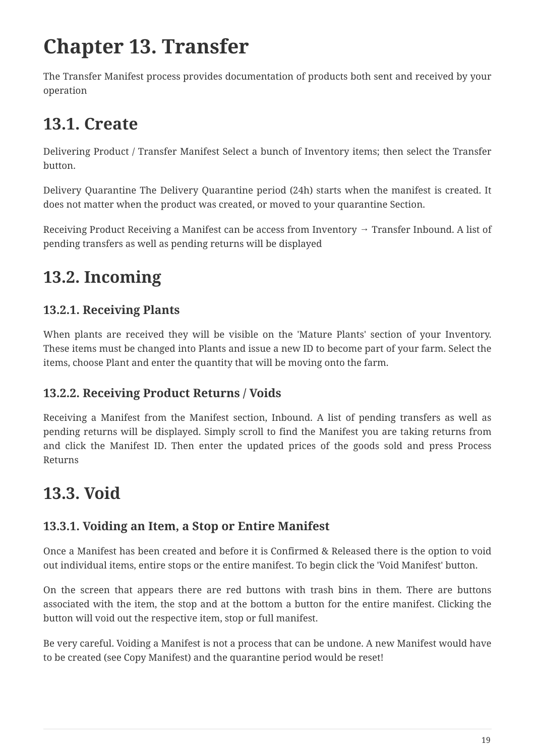# Chapter 13. Transfer

The Transfer Manifest process provides documentation of products both sent and received by your operation

## 13.1. Create

Delivering Product / Transfer Manifest Select a bunch of Inventory items; then select the Transfer button.

Delivery Quarantine The Delivery Quarantine period (24h) starts when the manifest is created. It does not matter when the product was created, or moved to your quarantine Section.

Receiving Product Receiving a Manifest can be access from Inventory → Transfer Inbound. A list of pending transfers as well as pending returns will be displayed

## 13.2. Incoming

### 13.2.1. Receiving Plants

When plants are received they will be visible on the 'Mature Plants' section of your Inventory. These items must be changed into Plants and issue a new ID to become part of your farm. Select the items, choose Plant and enter the quantity that will be moving onto the farm.

### 13.2.2. Receiving Product Returns / Voids

Receiving a Manifest from the Manifest section, Inbound. A list of pending transfers as well as pending returns will be displayed. Simply scroll to find the Manifest you are taking returns from and click the Manifest ID. Then enter the updated prices of the goods sold and press Process Returns

## 13.3. Void

### 13.3.1. Voiding an Item, a Stop or Entire Manifest

Once a Manifest has been created and before it is Confirmed & Released there is the option to void out individual items, entire stops or the entire manifest. To begin click the 'Void Manifest' button.

On the screen that appears there are red buttons with trash bins in them. There are buttons associated with the item, the stop and at the bottom a button for the entire manifest. Clicking the button will void out the respective item, stop or full manifest.

Be very careful. Voiding a Manifest is not a process that can be undone. A new Manifest would have to be created (see Copy Manifest) and the quarantine period would be reset!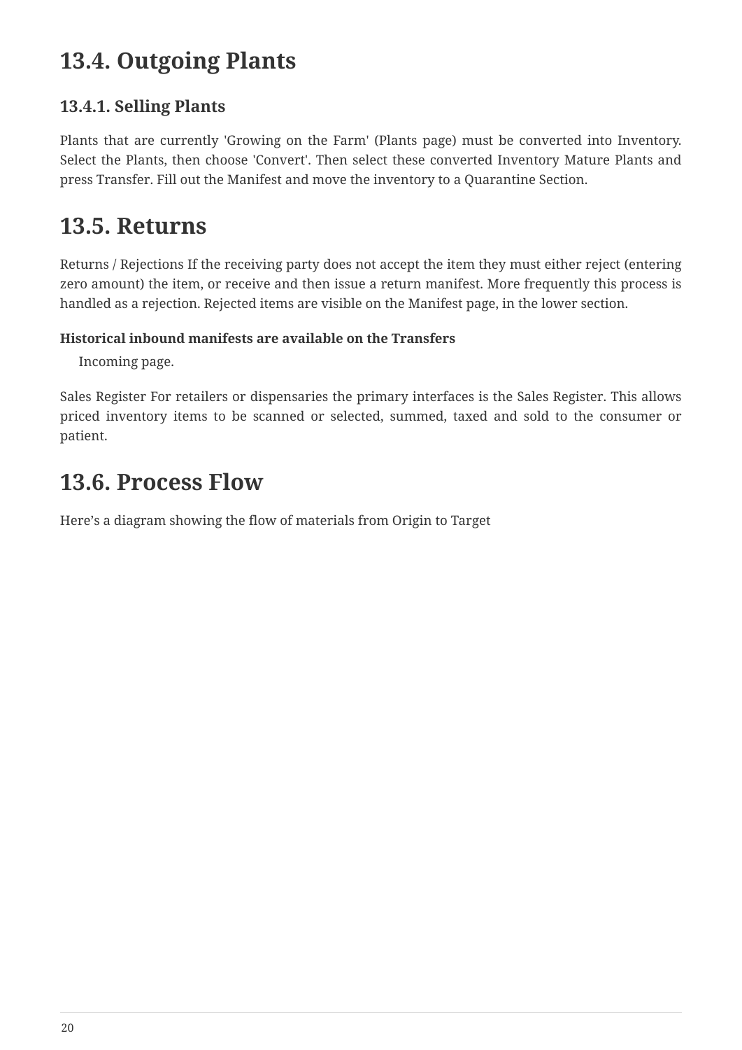## 13.4. Outgoing Plants

### 13.4.1. Selling Plants

Plants that are currently 'Growing on the Farm' (Plants page) must be converted into Inventory. Select the Plants, then choose 'Convert'. Then select these converted Inventory Mature Plants and press Transfer. Fill out the Manifest and move the inventory to a Quarantine Section.

## 13.5. Returns

Returns / Rejections If the receiving party does not accept the item they must either reject (entering zero amount) the item, or receive and then issue a return manifest. More frequently this process is handled as a rejection. Rejected items are visible on the Manifest page, in the lower section.

**Historical inbound manifests are available on the Transfers**
Incoming page.

Sales Register For retailers or dispensaries the primary interfaces is the Sales Register. This allows priced inventory items to be scanned or selected, summed, taxed and sold to the consumer or patient.

## 13.6. Process Flow

Here's a diagram showing the flow of materials from Origin to Target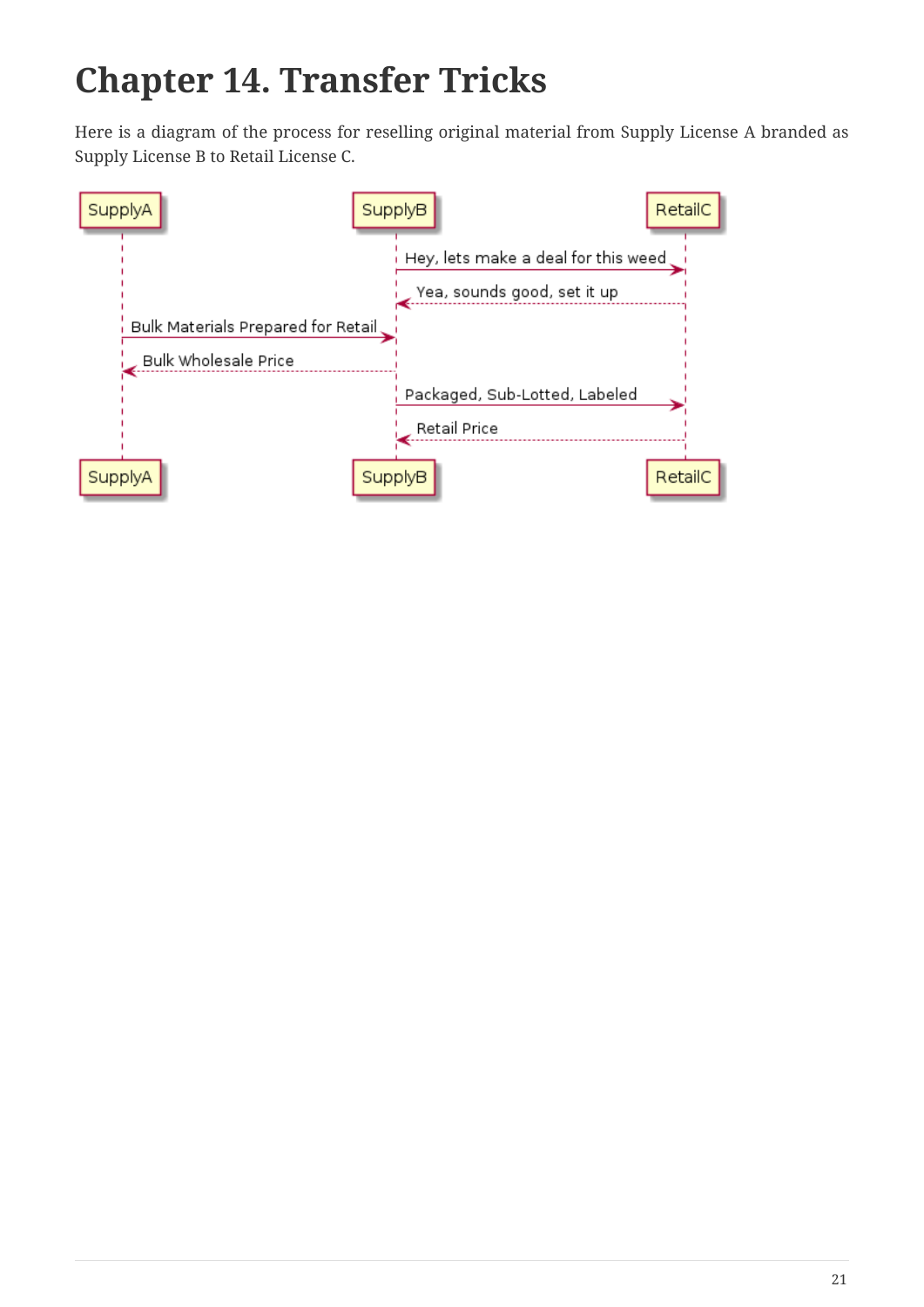# Chapter 14. Transfer Tricks

Here is a diagram of the process for reselling original material from Supply License A branded as Supply License B to Retail License C.

```
SupplyA                    SupplyB                         RetailC
   |                          |  Hey, lets make a deal for this weed  |
   |                          |-------------------------------------->|
   |                          |  Yea, sounds good, set it up          |
   |                          |<- - - - - - - - - - - - - - - - - - - |
   | Bulk Materials Prepared for Retail                               |
   |------------------------->|                                       |
   | Bulk Wholesale Price     |                                       |
   |<- - - - - - - - - - - - -|                                       |
   |                          |  Packaged, Sub-Lotted, Labeled        |
   |                          |-------------------------------------->|
   |                          |  Retail Price                         |
   |                          |<- - - - - - - - - - - - - - - - - - - |
SupplyA                    SupplyB                         RetailC
```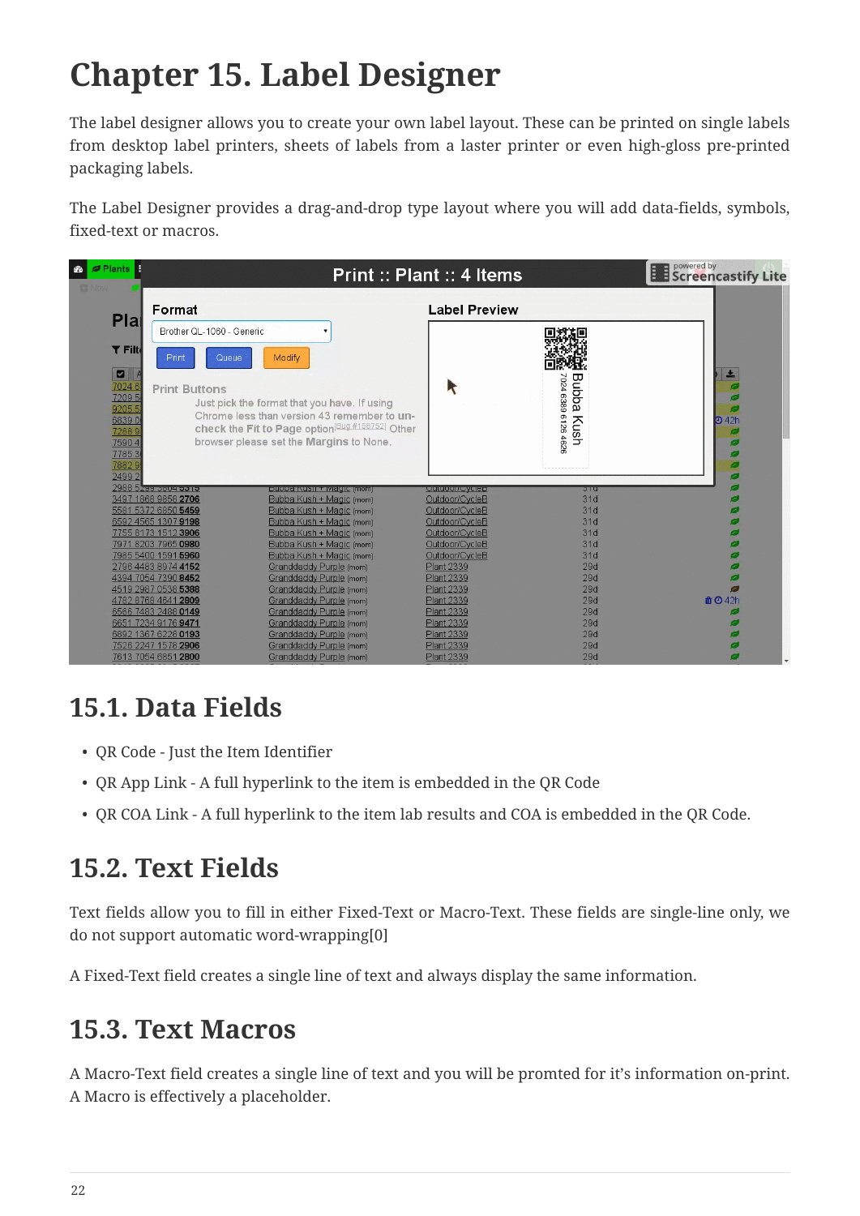# Chapter 15. Label Designer

The label designer allows you to create your own label layout. These can be printed on single labels from desktop label printers, sheets of labels from a laster printer or even high-gloss pre-printed packaging labels.

The Label Designer provides a drag-and-drop type layout where you will add data-fields, symbols, fixed-text or macros.

## 15.1. Data Fields

- QR Code - Just the Item Identifier
- QR App Link - A full hyperlink to the item is embedded in the QR Code
- QR COA Link - A full hyperlink to the item lab results and COA is embedded in the QR Code.

## 15.2. Text Fields

Text fields allow you to fill in either Fixed-Text or Macro-Text. These fields are single-line only, we do not support automatic word-wrapping[0]

A Fixed-Text field creates a single line of text and always display the same information.

## 15.3. Text Macros

A Macro-Text field creates a single line of text and you will be promted for it's information on-print. A Macro is effectively a placeholder.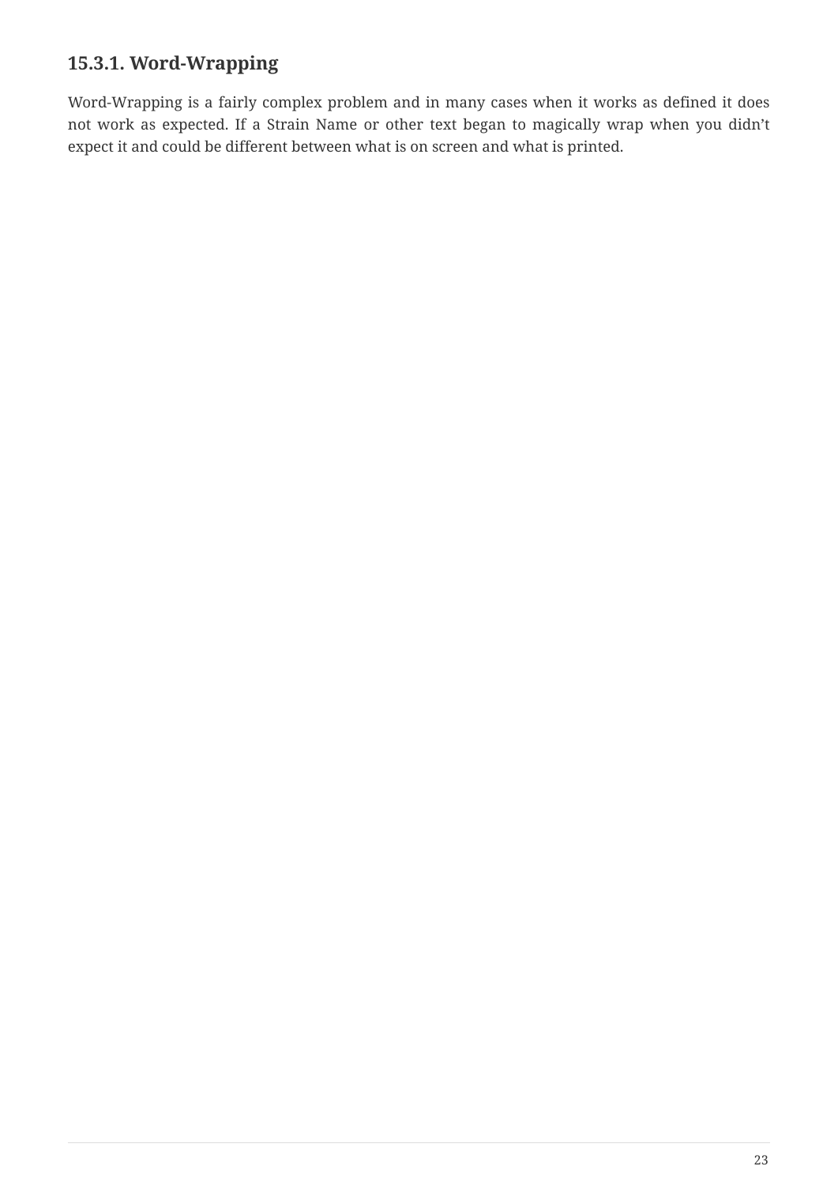### 15.3.1. Word-Wrapping

Word-Wrapping is a fairly complex problem and in many cases when it works as defined it does not work as expected. If a Strain Name or other text began to magically wrap when you didn’t expect it and could be different between what is on screen and what is printed.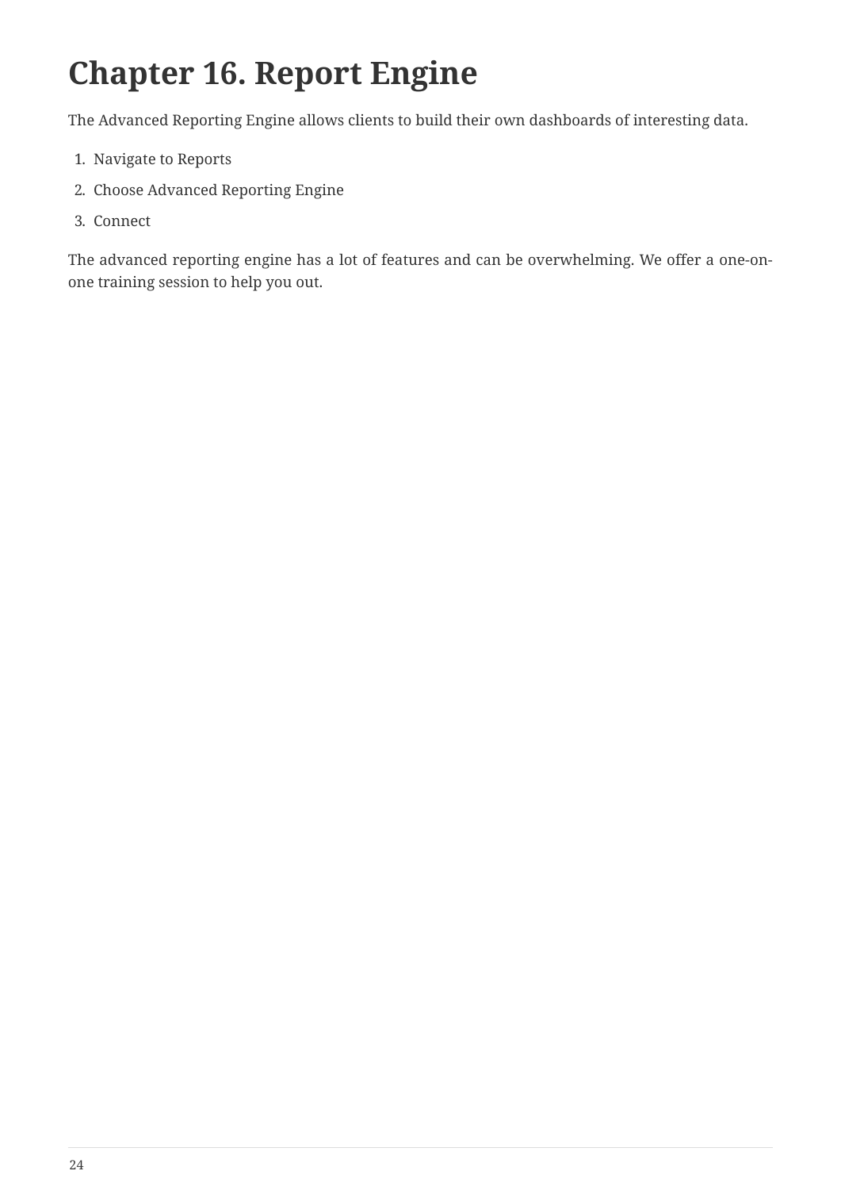# Chapter 16. Report Engine

The Advanced Reporting Engine allows clients to build their own dashboards of interesting data.

1. Navigate to Reports
2. Choose Advanced Reporting Engine
3. Connect

The advanced reporting engine has a lot of features and can be overwhelming. We offer a one-on-one training session to help you out.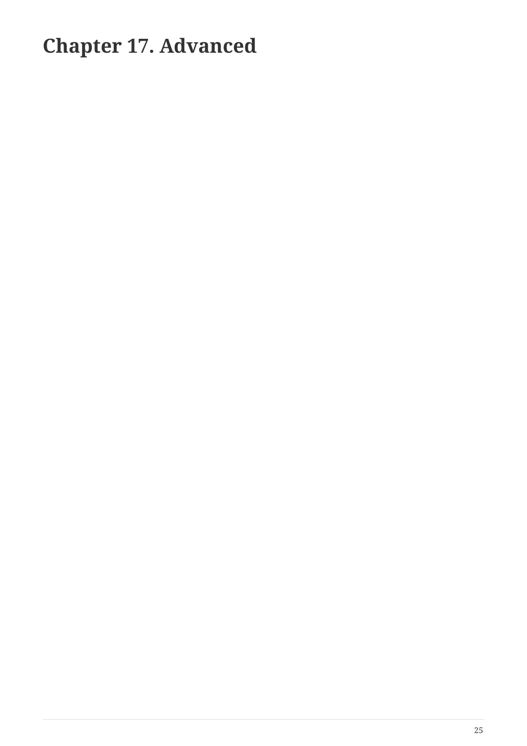# Chapter 17. Advanced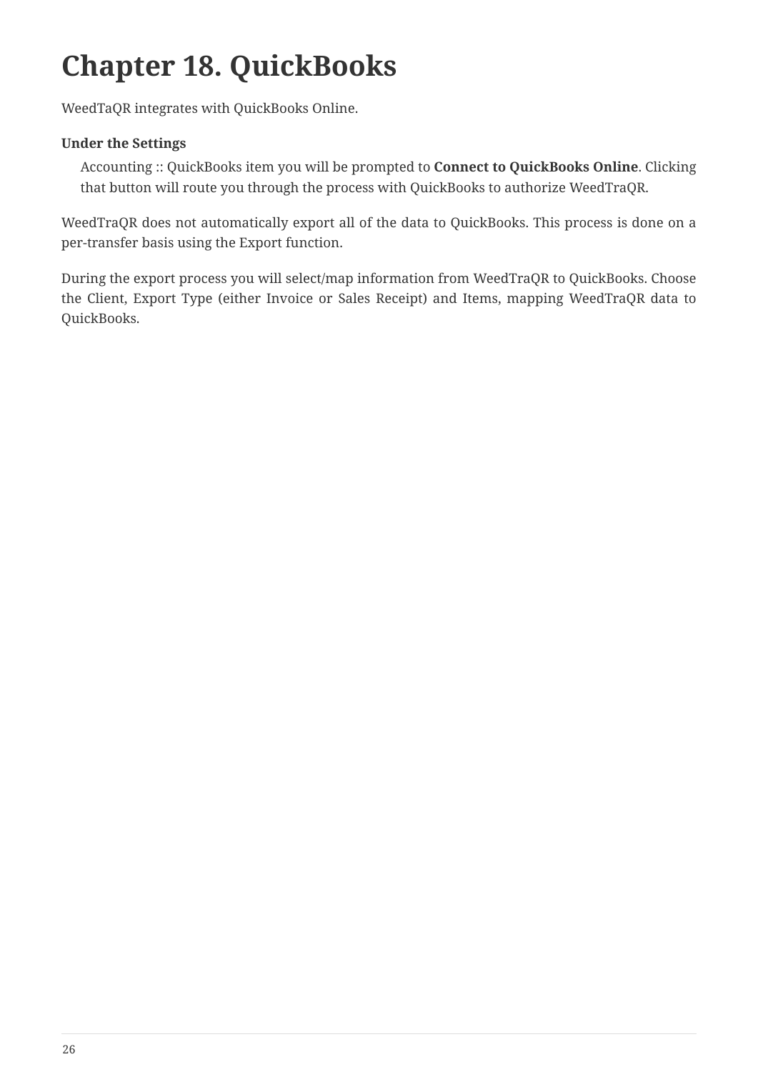# Chapter 18. QuickBooks

WeedTaQR integrates with QuickBooks Online.

**Under the Settings**
: Accounting :: QuickBooks item you will be prompted to **Connect to QuickBooks Online**. Clicking that button will route you through the process with QuickBooks to authorize WeedTraQR.

WeedTraQR does not automatically export all of the data to QuickBooks. This process is done on a per-transfer basis using the Export function.

During the export process you will select/map information from WeedTraQR to QuickBooks. Choose the Client, Export Type (either Invoice or Sales Receipt) and Items, mapping WeedTraQR data to QuickBooks.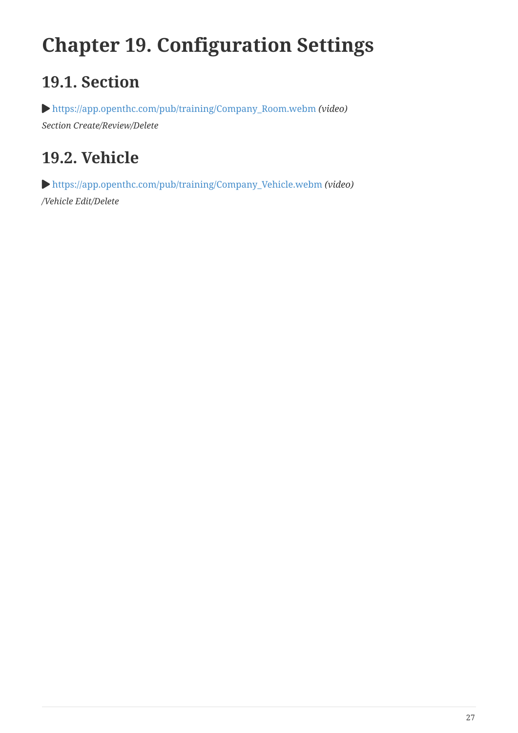# Chapter 19. Configuration Settings

## 19.1. Section

▶ https://app.openthc.com/pub/training/Company_Room.webm *(video)*

*Section Create/Review/Delete*

## 19.2. Vehicle

▶ https://app.openthc.com/pub/training/Company_Vehicle.webm *(video)*

*/Vehicle Edit/Delete*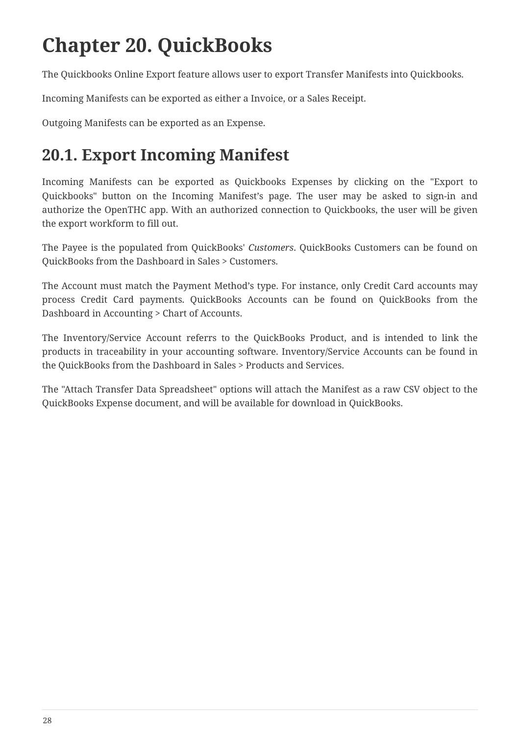# Chapter 20. QuickBooks

The Quickbooks Online Export feature allows user to export Transfer Manifests into Quickbooks.

Incoming Manifests can be exported as either a Invoice, or a Sales Receipt.

Outgoing Manifests can be exported as an Expense.

## 20.1. Export Incoming Manifest

Incoming Manifests can be exported as Quickbooks Expenses by clicking on the "Export to Quickbooks" button on the Incoming Manifest's page. The user may be asked to sign-in and authorize the OpenTHC app. With an authorized connection to Quickbooks, the user will be given the export workform to fill out.

The Payee is the populated from QuickBooks' *Customers*. QuickBooks Customers can be found on QuickBooks from the Dashboard in Sales > Customers.

The Account must match the Payment Method's type. For instance, only Credit Card accounts may process Credit Card payments. QuickBooks Accounts can be found on QuickBooks from the Dashboard in Accounting > Chart of Accounts.

The Inventory/Service Account referrs to the QuickBooks Product, and is intended to link the products in traceability in your accounting software. Inventory/Service Accounts can be found in the QuickBooks from the Dashboard in Sales > Products and Services.

The "Attach Transfer Data Spreadsheet" options will attach the Manifest as a raw CSV object to the QuickBooks Expense document, and will be available for download in QuickBooks.